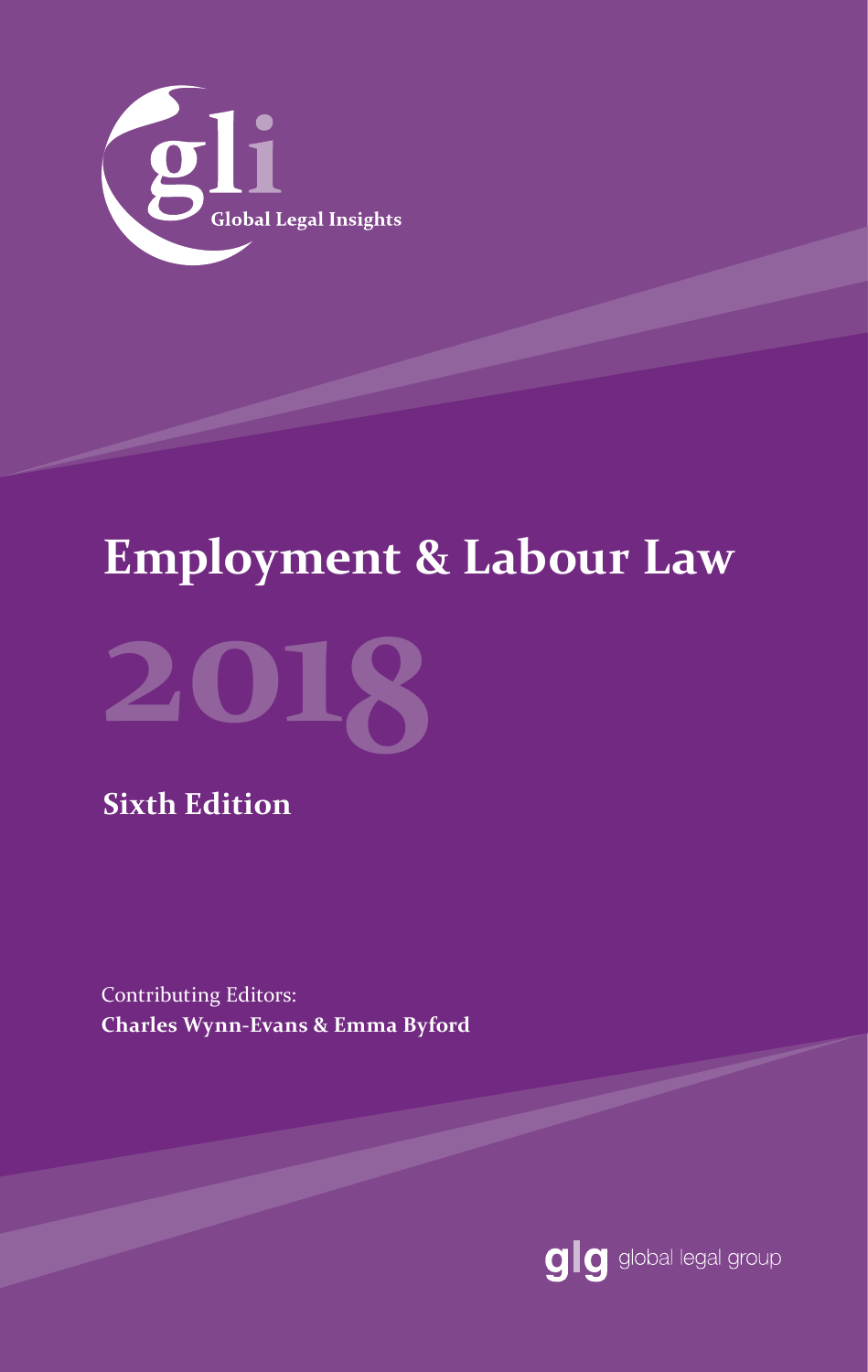gli
Global Legal Insights

# Employment & Labour Law

# 2018

## Sixth Edition

Contributing Editors:
**Charles Wynn-Evans & Emma Byford**

glg global legal group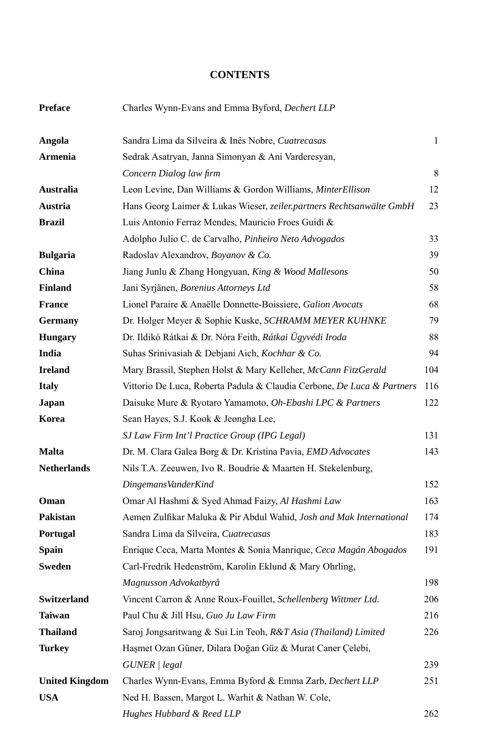# CONTENTS

| | | |
|---|---|---|
| **Preface** | Charles Wynn-Evans and Emma Byford, *Dechert LLP* | |
| **Angola** | Sandra Lima da Silveira & Inês Nobre, *Cuatrecasas* | 1 |
| **Armenia** | Sedrak Asatryan, Janna Simonyan & Ani Varderesyan, *Concern Dialog law firm* | 8 |
| **Australia** | Leon Levine, Dan Williams & Gordon Williams, *MinterEllison* | 12 |
| **Austria** | Hans Georg Laimer & Lukas Wieser, *zeiler.partners Rechtsanwälte GmbH* | 23 |
| **Brazil** | Luis Antonio Ferraz Mendes, Mauricio Froes Guidi & Adolpho Julio C. de Carvalho, *Pinheiro Neto Advogados* | 33 |
| **Bulgaria** | Radoslav Alexandrov, *Boyanov & Co.* | 39 |
| **China** | Jiang Junlu & Zhang Hongyuan, *King & Wood Mallesons* | 50 |
| **Finland** | Jani Syrjänen, *Borenius Attorneys Ltd* | 58 |
| **France** | Lionel Paraire & Anaëlle Donnette-Boissiere, *Galion Avocats* | 68 |
| **Germany** | Dr. Holger Meyer & Sophie Kuske, *SCHRAMM MEYER KUHNKE* | 79 |
| **Hungary** | Dr. Ildikó Rátkai & Dr. Nóra Feith, *Rátkai Ügyvédi Iroda* | 88 |
| **India** | Suhas Srinivasiah & Debjani Aich, *Kochhar & Co.* | 94 |
| **Ireland** | Mary Brassil, Stephen Holst & Mary Kelleher, *McCann FitzGerald* | 104 |
| **Italy** | Vittorio De Luca, Roberta Padula & Claudia Cerbone, *De Luca & Partners* | 116 |
| **Japan** | Daisuke Mure & Ryotaro Yamamoto, *Oh-Ebashi LPC & Partners* | 122 |
| **Korea** | Sean Hayes, S.J. Kook & Jeongha Lee, *SJ Law Firm Int'l Practice Group (IPG Legal)* | 131 |
| **Malta** | Dr. M. Clara Galea Borg & Dr. Kristina Pavia, *EMD Advocates* | 143 |
| **Netherlands** | Nils T.A. Zeeuwen, Ivo R. Boudrie & Maarten H. Stekelenburg, *DingemansVanderKind* | 152 |
| **Oman** | Omar Al Hashmi & Syed Ahmad Faizy, *Al Hashmi Law* | 163 |
| **Pakistan** | Aemen Zulfikar Maluka & Pir Abdul Wahid, *Josh and Mak International* | 174 |
| **Portugal** | Sandra Lima da Silveira, *Cuatrecasas* | 183 |
| **Spain** | Enrique Ceca, Marta Montes & Sonia Manrique, *Ceca Magán Abogados* | 191 |
| **Sweden** | Carl-Fredrik Hedenström, Karolin Eklund & Mary Ohrling, *Magnusson Advokatbyrå* | 198 |
| **Switzerland** | Vincent Carron & Anne Roux-Fouillet, *Schellenberg Wittmer Ltd.* | 206 |
| **Taiwan** | Paul Chu & Jill Hsu, *Guo Ju Law Firm* | 216 |
| **Thailand** | Saroj Jongsaritwang & Sui Lin Teoh, *R&T Asia (Thailand) Limited* | 226 |
| **Turkey** | Haşmet Ozan Güner, Dilara Doğan Güz & Murat Caner Çelebi, *GUNER \| legal* | 239 |
| **United Kingdom** | Charles Wynn-Evans, Emma Byford & Emma Zarb, *Dechert LLP* | 251 |
| **USA** | Ned H. Bassen, Margot L. Warhit & Nathan W. Cole, *Hughes Hubbard & Reed LLP* | 262 |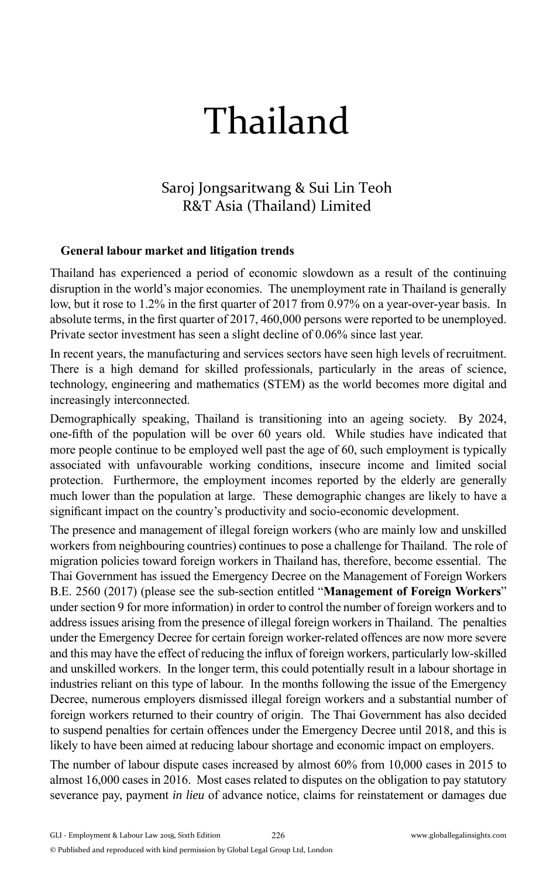# Thailand

Saroj Jongsaritwang & Sui Lin Teoh
R&T Asia (Thailand) Limited

## General labour market and litigation trends

Thailand has experienced a period of economic slowdown as a result of the continuing disruption in the world's major economies. The unemployment rate in Thailand is generally low, but it rose to 1.2% in the first quarter of 2017 from 0.97% on a year-over-year basis. In absolute terms, in the first quarter of 2017, 460,000 persons were reported to be unemployed. Private sector investment has seen a slight decline of 0.06% since last year.

In recent years, the manufacturing and services sectors have seen high levels of recruitment. There is a high demand for skilled professionals, particularly in the areas of science, technology, engineering and mathematics (STEM) as the world becomes more digital and increasingly interconnected.

Demographically speaking, Thailand is transitioning into an ageing society. By 2024, one-fifth of the population will be over 60 years old. While studies have indicated that more people continue to be employed well past the age of 60, such employment is typically associated with unfavourable working conditions, insecure income and limited social protection. Furthermore, the employment incomes reported by the elderly are generally much lower than the population at large. These demographic changes are likely to have a significant impact on the country's productivity and socio-economic development.

The presence and management of illegal foreign workers (who are mainly low and unskilled workers from neighbouring countries) continues to pose a challenge for Thailand. The role of migration policies toward foreign workers in Thailand has, therefore, become essential. The Thai Government has issued the Emergency Decree on the Management of Foreign Workers B.E. 2560 (2017) (please see the sub-section entitled "**Management of Foreign Workers**" under section 9 for more information) in order to control the number of foreign workers and to address issues arising from the presence of illegal foreign workers in Thailand. The penalties under the Emergency Decree for certain foreign worker-related offences are now more severe and this may have the effect of reducing the influx of foreign workers, particularly low-skilled and unskilled workers. In the longer term, this could potentially result in a labour shortage in industries reliant on this type of labour. In the months following the issue of the Emergency Decree, numerous employers dismissed illegal foreign workers and a substantial number of foreign workers returned to their country of origin. The Thai Government has also decided to suspend penalties for certain offences under the Emergency Decree until 2018, and this is likely to have been aimed at reducing labour shortage and economic impact on employers.

The number of labour dispute cases increased by almost 60% from 10,000 cases in 2015 to almost 16,000 cases in 2016. Most cases related to disputes on the obligation to pay statutory severance pay, payment *in lieu* of advance notice, claims for reinstatement or damages due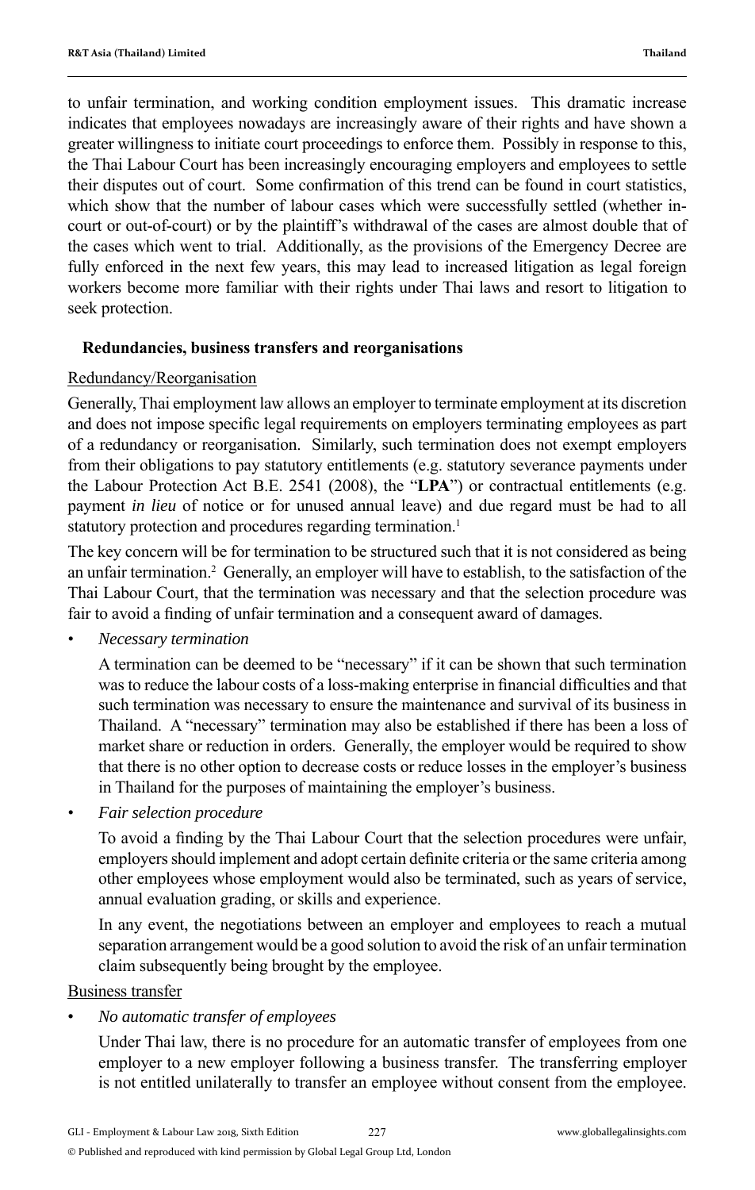to unfair termination, and working condition employment issues. This dramatic increase indicates that employees nowadays are increasingly aware of their rights and have shown a greater willingness to initiate court proceedings to enforce them. Possibly in response to this, the Thai Labour Court has been increasingly encouraging employers and employees to settle their disputes out of court. Some confirmation of this trend can be found in court statistics, which show that the number of labour cases which were successfully settled (whether in-court or out-of-court) or by the plaintiff's withdrawal of the cases are almost double that of the cases which went to trial. Additionally, as the provisions of the Emergency Decree are fully enforced in the next few years, this may lead to increased litigation as legal foreign workers become more familiar with their rights under Thai laws and resort to litigation to seek protection.

## Redundancies, business transfers and reorganisations

### Redundancy/Reorganisation

Generally, Thai employment law allows an employer to terminate employment at its discretion and does not impose specific legal requirements on employers terminating employees as part of a redundancy or reorganisation. Similarly, such termination does not exempt employers from their obligations to pay statutory entitlements (e.g. statutory severance payments under the Labour Protection Act B.E. 2541 (2008), the "**LPA**") or contractual entitlements (e.g. payment *in lieu* of notice or for unused annual leave) and due regard must be had to all statutory protection and procedures regarding termination.[1]

The key concern will be for termination to be structured such that it is not considered as being an unfair termination.[2] Generally, an employer will have to establish, to the satisfaction of the Thai Labour Court, that the termination was necessary and that the selection procedure was fair to avoid a finding of unfair termination and a consequent award of damages.

- *Necessary termination*

  A termination can be deemed to be "necessary" if it can be shown that such termination was to reduce the labour costs of a loss-making enterprise in financial difficulties and that such termination was necessary to ensure the maintenance and survival of its business in Thailand. A "necessary" termination may also be established if there has been a loss of market share or reduction in orders. Generally, the employer would be required to show that there is no other option to decrease costs or reduce losses in the employer's business in Thailand for the purposes of maintaining the employer's business.

- *Fair selection procedure*

  To avoid a finding by the Thai Labour Court that the selection procedures were unfair, employers should implement and adopt certain definite criteria or the same criteria among other employees whose employment would also be terminated, such as years of service, annual evaluation grading, or skills and experience.

  In any event, the negotiations between an employer and employees to reach a mutual separation arrangement would be a good solution to avoid the risk of an unfair termination claim subsequently being brought by the employee.

### Business transfer

- *No automatic transfer of employees*

  Under Thai law, there is no procedure for an automatic transfer of employees from one employer to a new employer following a business transfer. The transferring employer is not entitled unilaterally to transfer an employee without consent from the employee.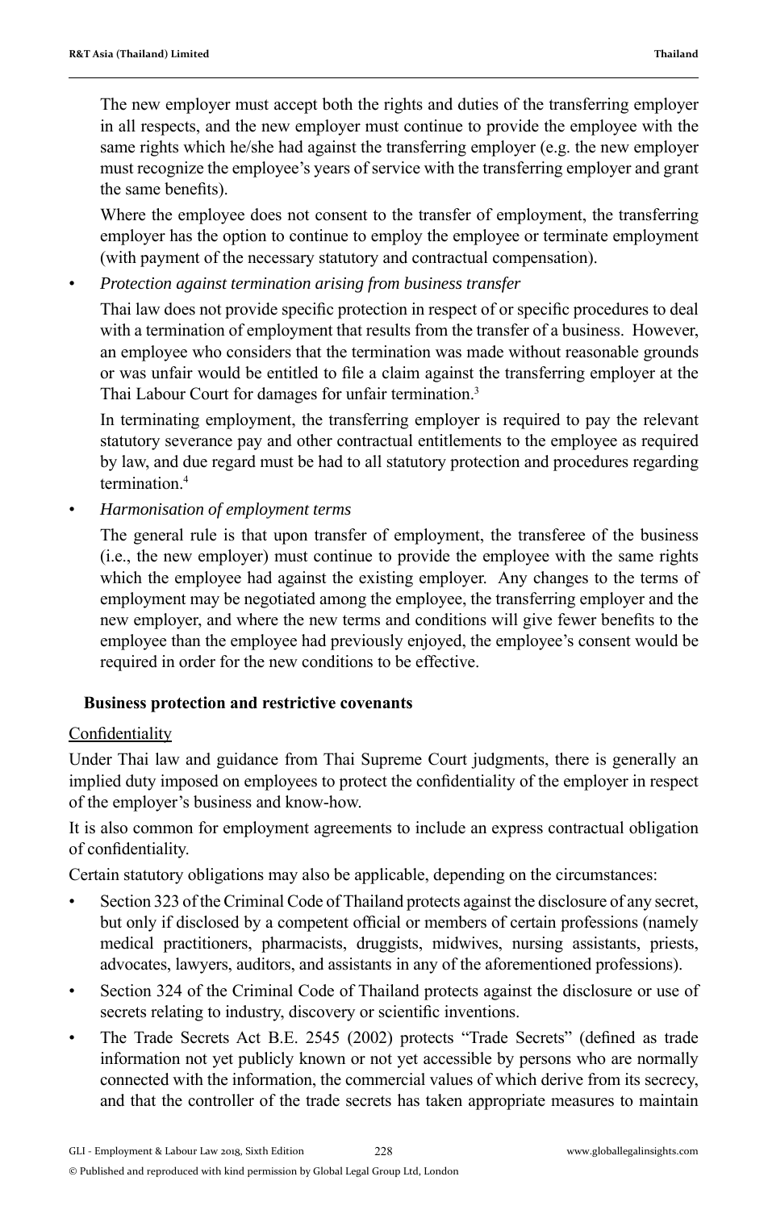The new employer must accept both the rights and duties of the transferring employer in all respects, and the new employer must continue to provide the employee with the same rights which he/she had against the transferring employer (e.g. the new employer must recognize the employee's years of service with the transferring employer and grant the same benefits).

Where the employee does not consent to the transfer of employment, the transferring employer has the option to continue to employ the employee or terminate employment (with payment of the necessary statutory and contractual compensation).

- *Protection against termination arising from business transfer*

  Thai law does not provide specific protection in respect of or specific procedures to deal with a termination of employment that results from the transfer of a business. However, an employee who considers that the termination was made without reasonable grounds or was unfair would be entitled to file a claim against the transferring employer at the Thai Labour Court for damages for unfair termination.[3]

  In terminating employment, the transferring employer is required to pay the relevant statutory severance pay and other contractual entitlements to the employee as required by law, and due regard must be had to all statutory protection and procedures regarding termination.[4]

- *Harmonisation of employment terms*

  The general rule is that upon transfer of employment, the transferee of the business (i.e., the new employer) must continue to provide the employee with the same rights which the employee had against the existing employer. Any changes to the terms of employment may be negotiated among the employee, the transferring employer and the new employer, and where the new terms and conditions will give fewer benefits to the employee than the employee had previously enjoyed, the employee's consent would be required in order for the new conditions to be effective.

## Business protection and restrictive covenants

Confidentiality

Under Thai law and guidance from Thai Supreme Court judgments, there is generally an implied duty imposed on employees to protect the confidentiality of the employer in respect of the employer's business and know-how.

It is also common for employment agreements to include an express contractual obligation of confidentiality.

Certain statutory obligations may also be applicable, depending on the circumstances:

- Section 323 of the Criminal Code of Thailand protects against the disclosure of any secret, but only if disclosed by a competent official or members of certain professions (namely medical practitioners, pharmacists, druggists, midwives, nursing assistants, priests, advocates, lawyers, auditors, and assistants in any of the aforementioned professions).
- Section 324 of the Criminal Code of Thailand protects against the disclosure or use of secrets relating to industry, discovery or scientific inventions.
- The Trade Secrets Act B.E. 2545 (2002) protects "Trade Secrets" (defined as trade information not yet publicly known or not yet accessible by persons who are normally connected with the information, the commercial values of which derive from its secrecy, and that the controller of the trade secrets has taken appropriate measures to maintain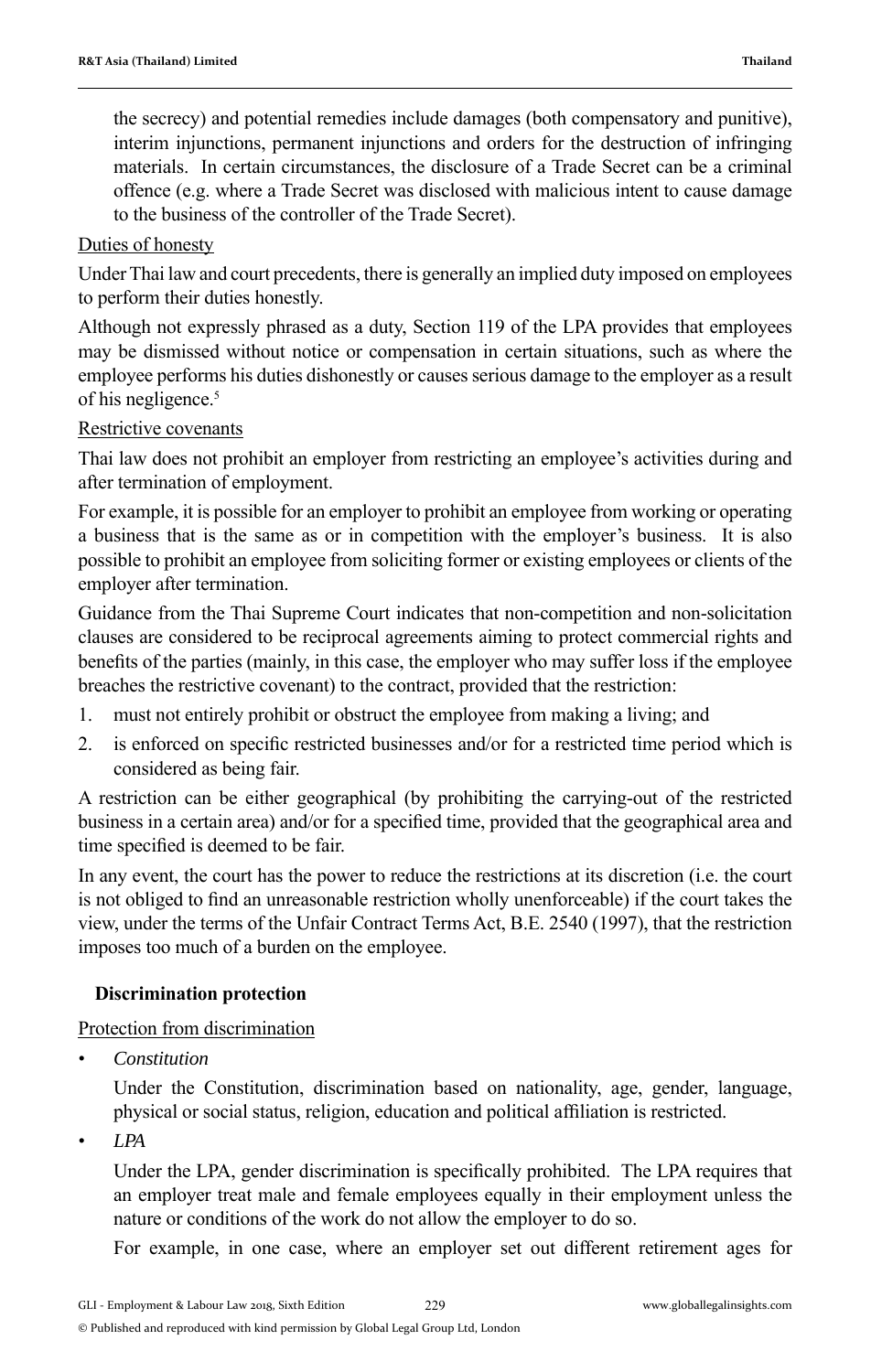the secrecy) and potential remedies include damages (both compensatory and punitive), interim injunctions, permanent injunctions and orders for the destruction of infringing materials. In certain circumstances, the disclosure of a Trade Secret can be a criminal offence (e.g. where a Trade Secret was disclosed with malicious intent to cause damage to the business of the controller of the Trade Secret).

Duties of honesty

Under Thai law and court precedents, there is generally an implied duty imposed on employees to perform their duties honestly.

Although not expressly phrased as a duty, Section 119 of the LPA provides that employees may be dismissed without notice or compensation in certain situations, such as where the employee performs his duties dishonestly or causes serious damage to the employer as a result of his negligence.[5]

Restrictive covenants

Thai law does not prohibit an employer from restricting an employee's activities during and after termination of employment.

For example, it is possible for an employer to prohibit an employee from working or operating a business that is the same as or in competition with the employer's business. It is also possible to prohibit an employee from soliciting former or existing employees or clients of the employer after termination.

Guidance from the Thai Supreme Court indicates that non-competition and non-solicitation clauses are considered to be reciprocal agreements aiming to protect commercial rights and benefits of the parties (mainly, in this case, the employer who may suffer loss if the employee breaches the restrictive covenant) to the contract, provided that the restriction:

1. must not entirely prohibit or obstruct the employee from making a living; and
2. is enforced on specific restricted businesses and/or for a restricted time period which is considered as being fair.

A restriction can be either geographical (by prohibiting the carrying-out of the restricted business in a certain area) and/or for a specified time, provided that the geographical area and time specified is deemed to be fair.

In any event, the court has the power to reduce the restrictions at its discretion (i.e. the court is not obliged to find an unreasonable restriction wholly unenforceable) if the court takes the view, under the terms of the Unfair Contract Terms Act, B.E. 2540 (1997), that the restriction imposes too much of a burden on the employee.

## Discrimination protection

Protection from discrimination

- *Constitution*

  Under the Constitution, discrimination based on nationality, age, gender, language, physical or social status, religion, education and political affiliation is restricted.

- *LPA*

  Under the LPA, gender discrimination is specifically prohibited. The LPA requires that an employer treat male and female employees equally in their employment unless the nature or conditions of the work do not allow the employer to do so.

  For example, in one case, where an employer set out different retirement ages for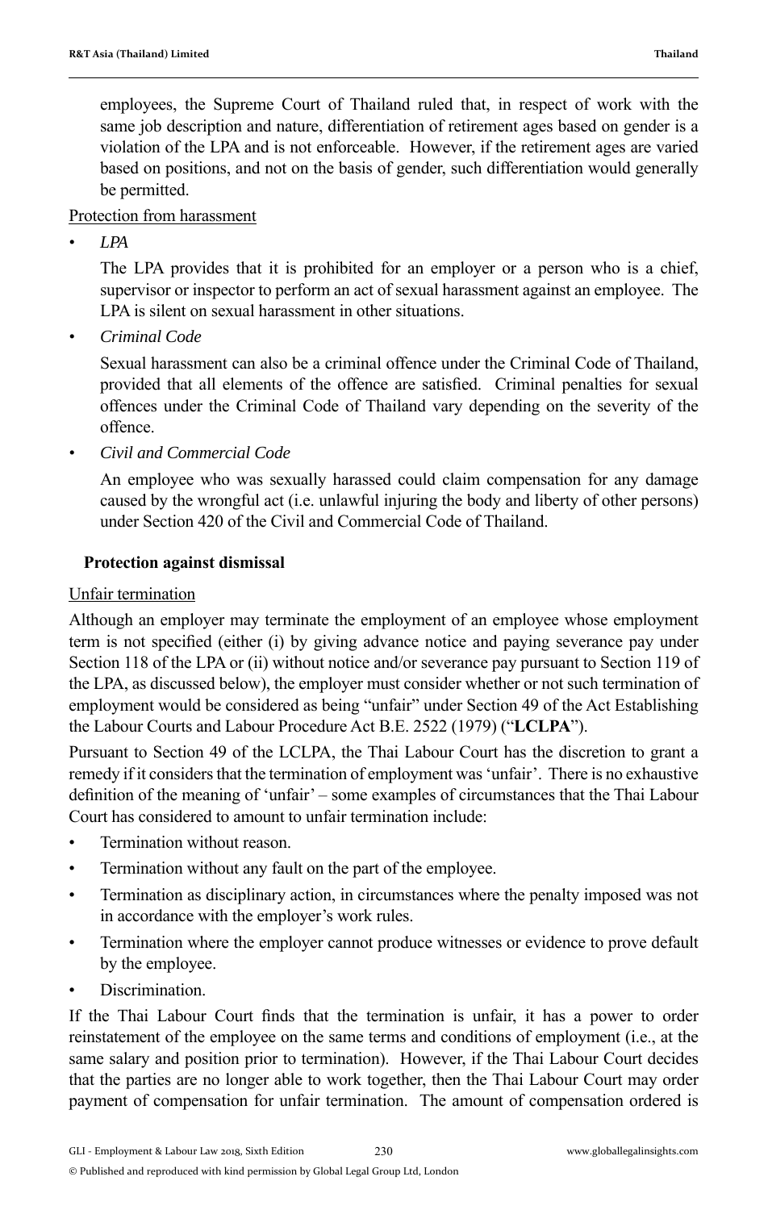employees, the Supreme Court of Thailand ruled that, in respect of work with the same job description and nature, differentiation of retirement ages based on gender is a violation of the LPA and is not enforceable. However, if the retirement ages are varied based on positions, and not on the basis of gender, such differentiation would generally be permitted.

Protection from harassment

- *LPA*

  The LPA provides that it is prohibited for an employer or a person who is a chief, supervisor or inspector to perform an act of sexual harassment against an employee. The LPA is silent on sexual harassment in other situations.

- *Criminal Code*

  Sexual harassment can also be a criminal offence under the Criminal Code of Thailand, provided that all elements of the offence are satisfied. Criminal penalties for sexual offences under the Criminal Code of Thailand vary depending on the severity of the offence.

- *Civil and Commercial Code*

  An employee who was sexually harassed could claim compensation for any damage caused by the wrongful act (i.e. unlawful injuring the body and liberty of other persons) under Section 420 of the Civil and Commercial Code of Thailand.

## Protection against dismissal

Unfair termination

Although an employer may terminate the employment of an employee whose employment term is not specified (either (i) by giving advance notice and paying severance pay under Section 118 of the LPA or (ii) without notice and/or severance pay pursuant to Section 119 of the LPA, as discussed below), the employer must consider whether or not such termination of employment would be considered as being "unfair" under Section 49 of the Act Establishing the Labour Courts and Labour Procedure Act B.E. 2522 (1979) ("**LCLPA**").

Pursuant to Section 49 of the LCLPA, the Thai Labour Court has the discretion to grant a remedy if it considers that the termination of employment was 'unfair'. There is no exhaustive definition of the meaning of 'unfair' – some examples of circumstances that the Thai Labour Court has considered to amount to unfair termination include:

- Termination without reason.
- Termination without any fault on the part of the employee.
- Termination as disciplinary action, in circumstances where the penalty imposed was not in accordance with the employer's work rules.
- Termination where the employer cannot produce witnesses or evidence to prove default by the employee.
- Discrimination.

If the Thai Labour Court finds that the termination is unfair, it has a power to order reinstatement of the employee on the same terms and conditions of employment (i.e., at the same salary and position prior to termination). However, if the Thai Labour Court decides that the parties are no longer able to work together, then the Thai Labour Court may order payment of compensation for unfair termination. The amount of compensation ordered is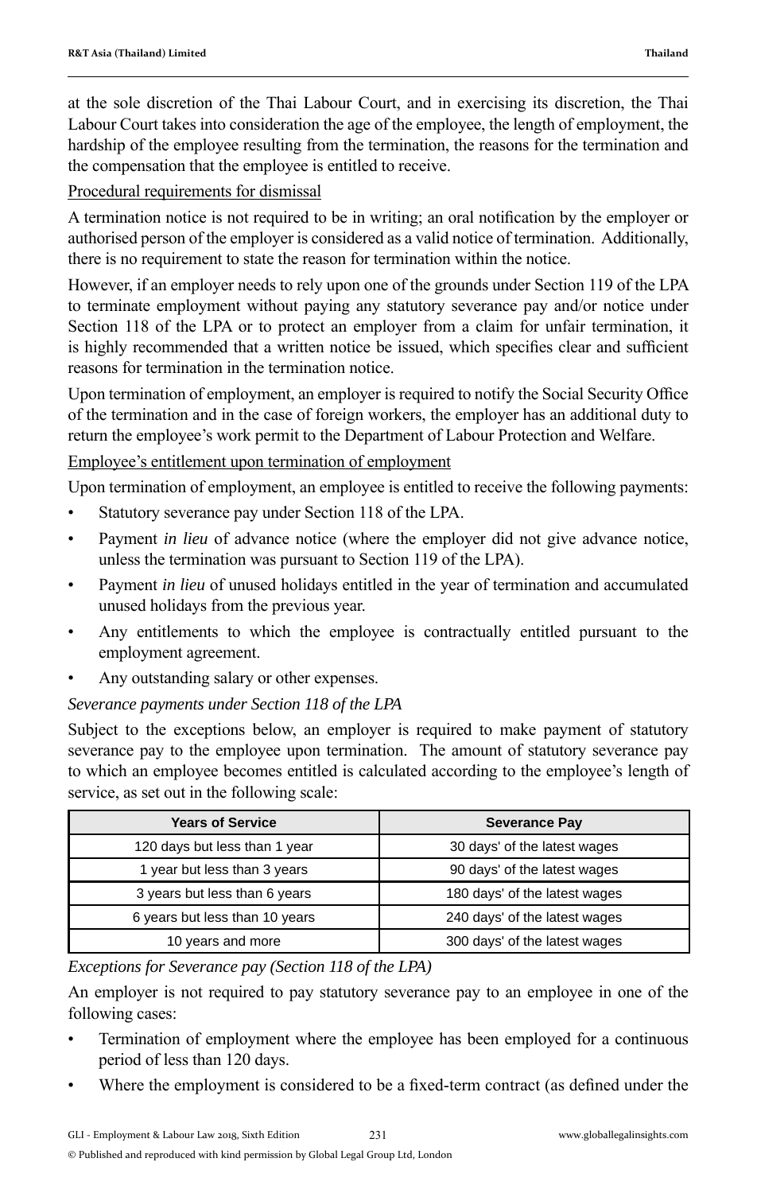at the sole discretion of the Thai Labour Court, and in exercising its discretion, the Thai Labour Court takes into consideration the age of the employee, the length of employment, the hardship of the employee resulting from the termination, the reasons for the termination and the compensation that the employee is entitled to receive.

Procedural requirements for dismissal

A termination notice is not required to be in writing; an oral notification by the employer or authorised person of the employer is considered as a valid notice of termination. Additionally, there is no requirement to state the reason for termination within the notice.

However, if an employer needs to rely upon one of the grounds under Section 119 of the LPA to terminate employment without paying any statutory severance pay and/or notice under Section 118 of the LPA or to protect an employer from a claim for unfair termination, it is highly recommended that a written notice be issued, which specifies clear and sufficient reasons for termination in the termination notice.

Upon termination of employment, an employer is required to notify the Social Security Office of the termination and in the case of foreign workers, the employer has an additional duty to return the employee's work permit to the Department of Labour Protection and Welfare.

Employee's entitlement upon termination of employment

Upon termination of employment, an employee is entitled to receive the following payments:

- Statutory severance pay under Section 118 of the LPA.
- Payment *in lieu* of advance notice (where the employer did not give advance notice, unless the termination was pursuant to Section 119 of the LPA).
- Payment *in lieu* of unused holidays entitled in the year of termination and accumulated unused holidays from the previous year.
- Any entitlements to which the employee is contractually entitled pursuant to the employment agreement.
- Any outstanding salary or other expenses.

*Severance payments under Section 118 of the LPA*

Subject to the exceptions below, an employer is required to make payment of statutory severance pay to the employee upon termination. The amount of statutory severance pay to which an employee becomes entitled is calculated according to the employee's length of service, as set out in the following scale:

| Years of Service | Severance Pay |
|---|---|
| 120 days but less than 1 year | 30 days' of the latest wages |
| 1 year but less than 3 years | 90 days' of the latest wages |
| 3 years but less than 6 years | 180 days' of the latest wages |
| 6 years but less than 10 years | 240 days' of the latest wages |
| 10 years and more | 300 days' of the latest wages |

*Exceptions for Severance pay (Section 118 of the LPA)*

An employer is not required to pay statutory severance pay to an employee in one of the following cases:

- Termination of employment where the employee has been employed for a continuous period of less than 120 days.
- Where the employment is considered to be a fixed-term contract (as defined under the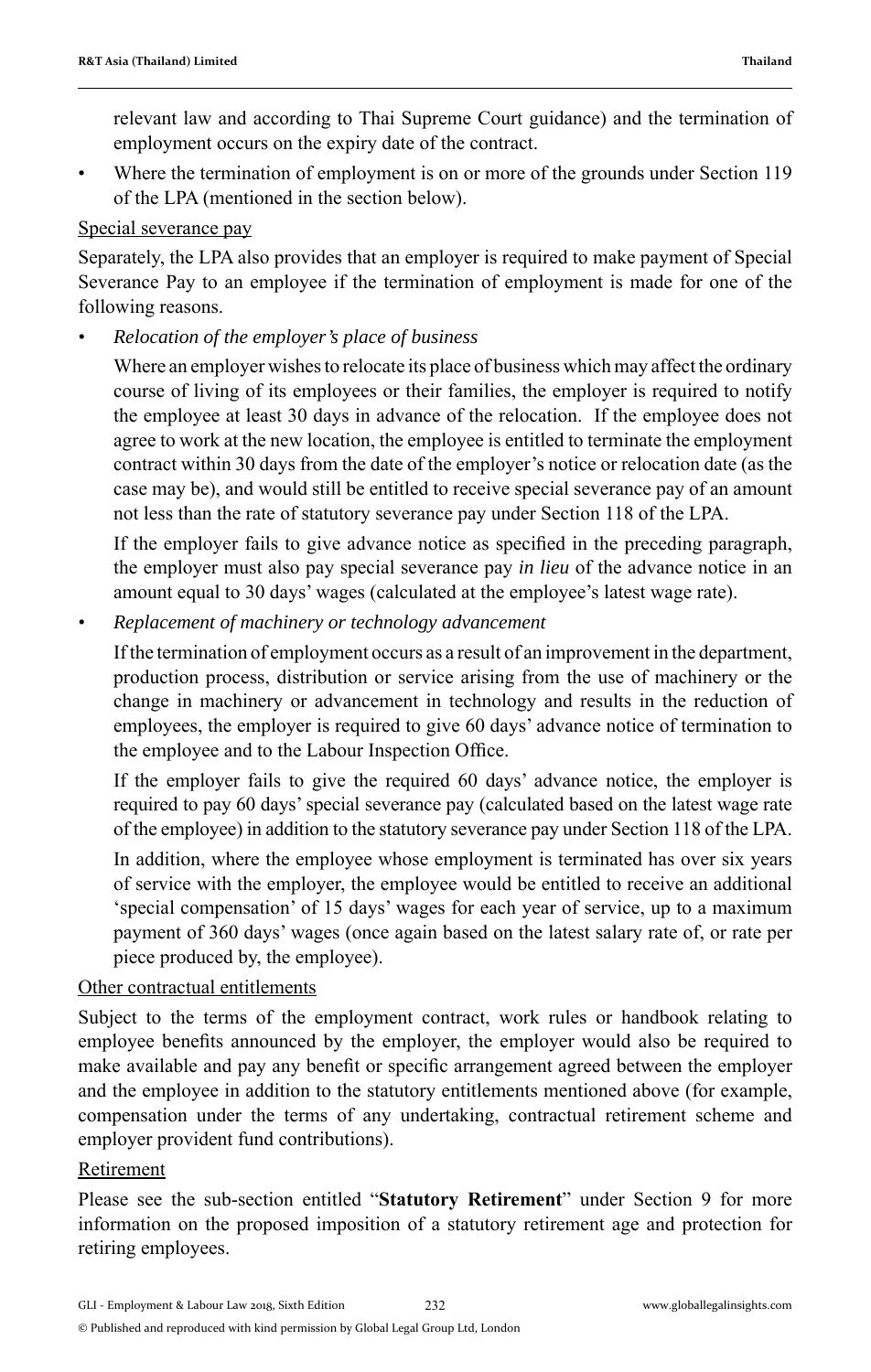relevant law and according to Thai Supreme Court guidance) and the termination of employment occurs on the expiry date of the contract.

- Where the termination of employment is on or more of the grounds under Section 119 of the LPA (mentioned in the section below).

Special severance pay

Separately, the LPA also provides that an employer is required to make payment of Special Severance Pay to an employee if the termination of employment is made for one of the following reasons.

- *Relocation of the employer's place of business*

  Where an employer wishes to relocate its place of business which may affect the ordinary course of living of its employees or their families, the employer is required to notify the employee at least 30 days in advance of the relocation. If the employee does not agree to work at the new location, the employee is entitled to terminate the employment contract within 30 days from the date of the employer's notice or relocation date (as the case may be), and would still be entitled to receive special severance pay of an amount not less than the rate of statutory severance pay under Section 118 of the LPA.

  If the employer fails to give advance notice as specified in the preceding paragraph, the employer must also pay special severance pay *in lieu* of the advance notice in an amount equal to 30 days' wages (calculated at the employee's latest wage rate).

- *Replacement of machinery or technology advancement*

  If the termination of employment occurs as a result of an improvement in the department, production process, distribution or service arising from the use of machinery or the change in machinery or advancement in technology and results in the reduction of employees, the employer is required to give 60 days' advance notice of termination to the employee and to the Labour Inspection Office.

  If the employer fails to give the required 60 days' advance notice, the employer is required to pay 60 days' special severance pay (calculated based on the latest wage rate of the employee) in addition to the statutory severance pay under Section 118 of the LPA.

  In addition, where the employee whose employment is terminated has over six years of service with the employer, the employee would be entitled to receive an additional 'special compensation' of 15 days' wages for each year of service, up to a maximum payment of 360 days' wages (once again based on the latest salary rate of, or rate per piece produced by, the employee).

Other contractual entitlements

Subject to the terms of the employment contract, work rules or handbook relating to employee benefits announced by the employer, the employer would also be required to make available and pay any benefit or specific arrangement agreed between the employer and the employee in addition to the statutory entitlements mentioned above (for example, compensation under the terms of any undertaking, contractual retirement scheme and employer provident fund contributions).

Retirement

Please see the sub-section entitled "**Statutory Retirement**" under Section 9 for more information on the proposed imposition of a statutory retirement age and protection for retiring employees.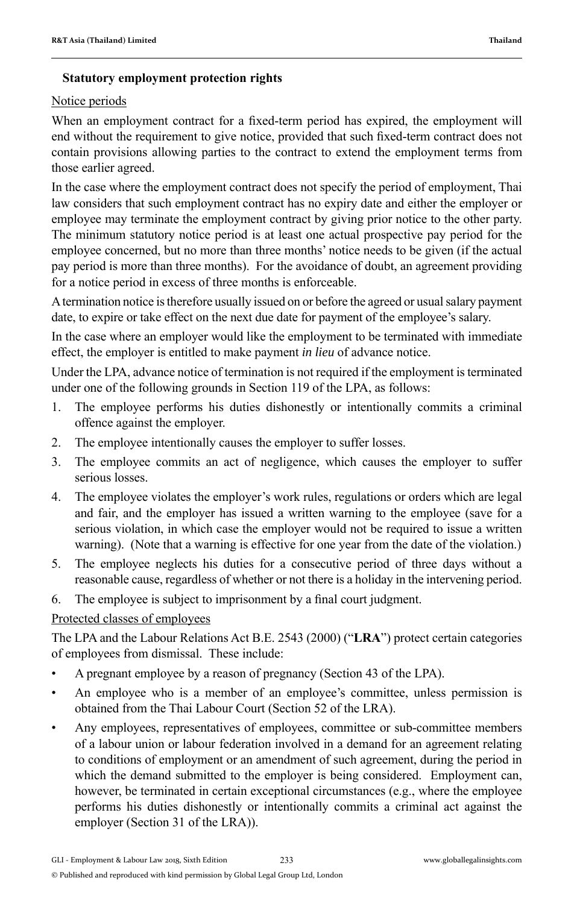### Statutory employment protection rights

Notice periods

When an employment contract for a fixed-term period has expired, the employment will end without the requirement to give notice, provided that such fixed-term contract does not contain provisions allowing parties to the contract to extend the employment terms from those earlier agreed.

In the case where the employment contract does not specify the period of employment, Thai law considers that such employment contract has no expiry date and either the employer or employee may terminate the employment contract by giving prior notice to the other party. The minimum statutory notice period is at least one actual prospective pay period for the employee concerned, but no more than three months' notice needs to be given (if the actual pay period is more than three months). For the avoidance of doubt, an agreement providing for a notice period in excess of three months is enforceable.

A termination notice is therefore usually issued on or before the agreed or usual salary payment date, to expire or take effect on the next due date for payment of the employee's salary.

In the case where an employer would like the employment to be terminated with immediate effect, the employer is entitled to make payment *in lieu* of advance notice.

Under the LPA, advance notice of termination is not required if the employment is terminated under one of the following grounds in Section 119 of the LPA, as follows:

1. The employee performs his duties dishonestly or intentionally commits a criminal offence against the employer.
2. The employee intentionally causes the employer to suffer losses.
3. The employee commits an act of negligence, which causes the employer to suffer serious losses.
4. The employee violates the employer's work rules, regulations or orders which are legal and fair, and the employer has issued a written warning to the employee (save for a serious violation, in which case the employer would not be required to issue a written warning). (Note that a warning is effective for one year from the date of the violation.)
5. The employee neglects his duties for a consecutive period of three days without a reasonable cause, regardless of whether or not there is a holiday in the intervening period.
6. The employee is subject to imprisonment by a final court judgment.

Protected classes of employees

The LPA and the Labour Relations Act B.E. 2543 (2000) ("**LRA**") protect certain categories of employees from dismissal. These include:

- A pregnant employee by a reason of pregnancy (Section 43 of the LPA).
- An employee who is a member of an employee's committee, unless permission is obtained from the Thai Labour Court (Section 52 of the LRA).
- Any employees, representatives of employees, committee or sub-committee members of a labour union or labour federation involved in a demand for an agreement relating to conditions of employment or an amendment of such agreement, during the period in which the demand submitted to the employer is being considered. Employment can, however, be terminated in certain exceptional circumstances (e.g., where the employee performs his duties dishonestly or intentionally commits a criminal act against the employer (Section 31 of the LRA)).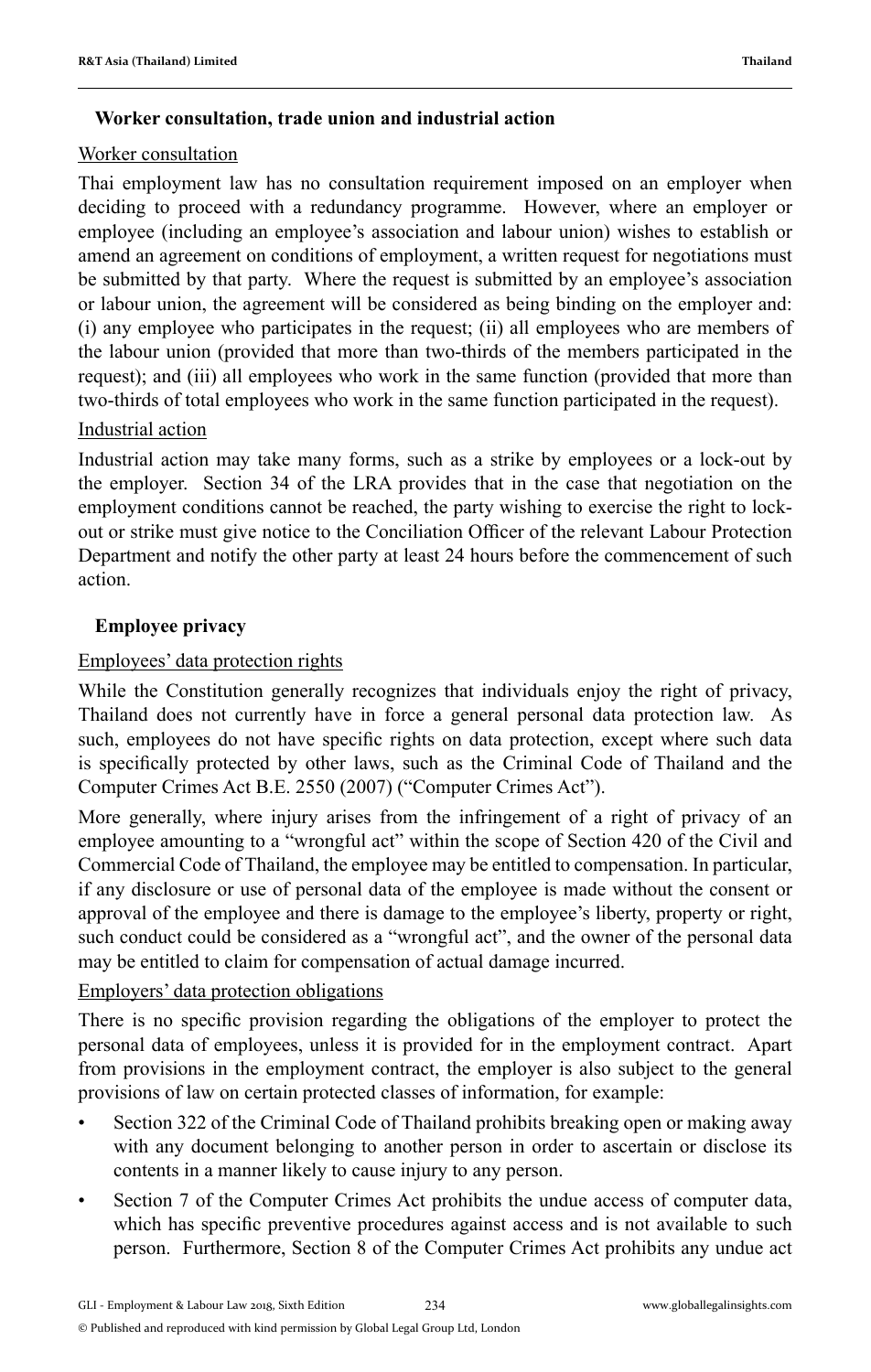### Worker consultation, trade union and industrial action

Worker consultation

Thai employment law has no consultation requirement imposed on an employer when deciding to proceed with a redundancy programme. However, where an employer or employee (including an employee's association and labour union) wishes to establish or amend an agreement on conditions of employment, a written request for negotiations must be submitted by that party. Where the request is submitted by an employee's association or labour union, the agreement will be considered as being binding on the employer and: (i) any employee who participates in the request; (ii) all employees who are members of the labour union (provided that more than two-thirds of the members participated in the request); and (iii) all employees who work in the same function (provided that more than two-thirds of total employees who work in the same function participated in the request).

Industrial action

Industrial action may take many forms, such as a strike by employees or a lock-out by the employer. Section 34 of the LRA provides that in the case that negotiation on the employment conditions cannot be reached, the party wishing to exercise the right to lock-out or strike must give notice to the Conciliation Officer of the relevant Labour Protection Department and notify the other party at least 24 hours before the commencement of such action.

### Employee privacy

Employees' data protection rights

While the Constitution generally recognizes that individuals enjoy the right of privacy, Thailand does not currently have in force a general personal data protection law. As such, employees do not have specific rights on data protection, except where such data is specifically protected by other laws, such as the Criminal Code of Thailand and the Computer Crimes Act B.E. 2550 (2007) ("Computer Crimes Act").

More generally, where injury arises from the infringement of a right of privacy of an employee amounting to a "wrongful act" within the scope of Section 420 of the Civil and Commercial Code of Thailand, the employee may be entitled to compensation. In particular, if any disclosure or use of personal data of the employee is made without the consent or approval of the employee and there is damage to the employee's liberty, property or right, such conduct could be considered as a "wrongful act", and the owner of the personal data may be entitled to claim for compensation of actual damage incurred.

Employers' data protection obligations

There is no specific provision regarding the obligations of the employer to protect the personal data of employees, unless it is provided for in the employment contract. Apart from provisions in the employment contract, the employer is also subject to the general provisions of law on certain protected classes of information, for example:

- Section 322 of the Criminal Code of Thailand prohibits breaking open or making away with any document belonging to another person in order to ascertain or disclose its contents in a manner likely to cause injury to any person.
- Section 7 of the Computer Crimes Act prohibits the undue access of computer data, which has specific preventive procedures against access and is not available to such person. Furthermore, Section 8 of the Computer Crimes Act prohibits any undue act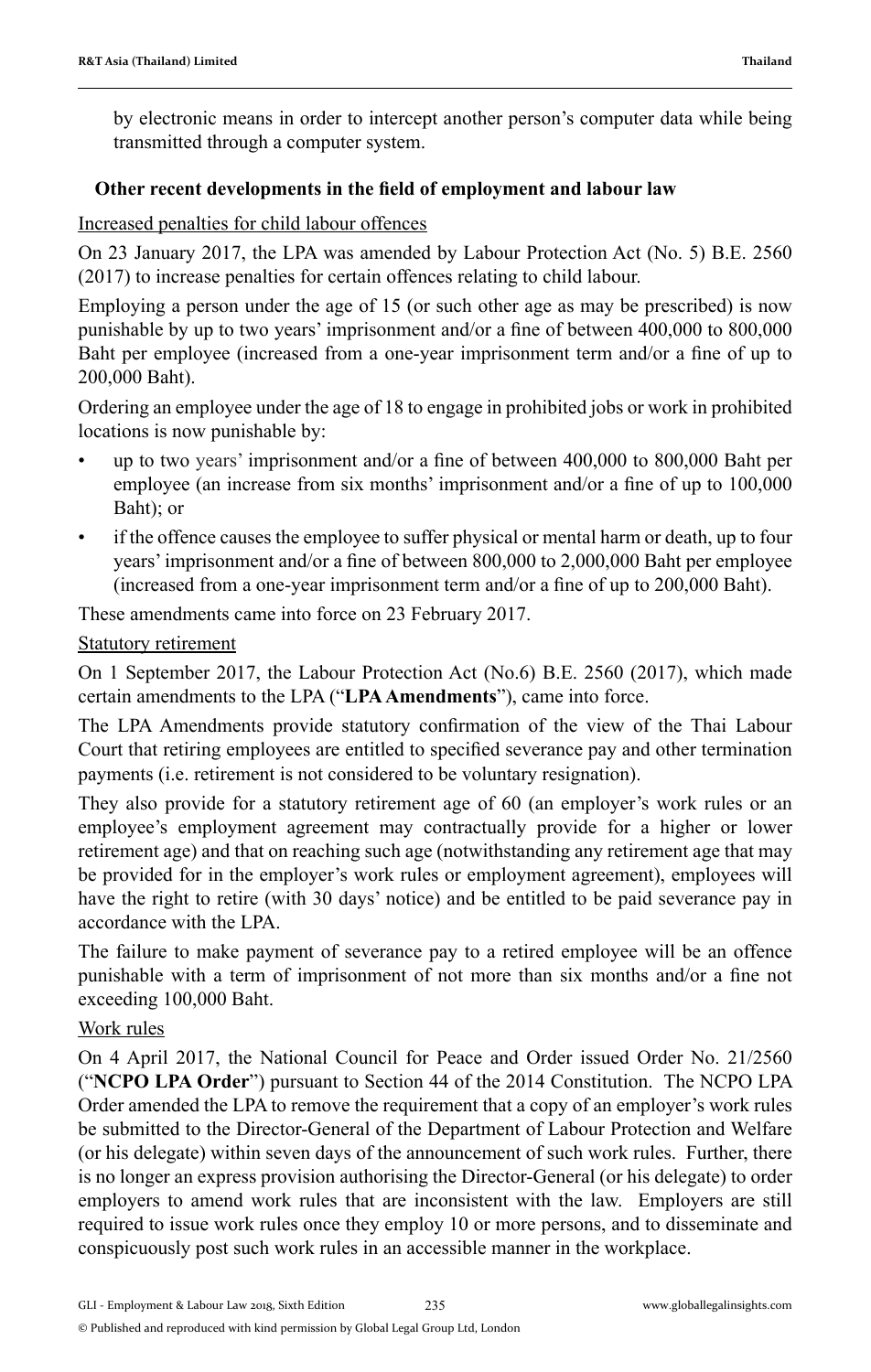by electronic means in order to intercept another person's computer data while being transmitted through a computer system.

### Other recent developments in the field of employment and labour law

Increased penalties for child labour offences

On 23 January 2017, the LPA was amended by Labour Protection Act (No. 5) B.E. 2560 (2017) to increase penalties for certain offences relating to child labour.

Employing a person under the age of 15 (or such other age as may be prescribed) is now punishable by up to two years' imprisonment and/or a fine of between 400,000 to 800,000 Baht per employee (increased from a one-year imprisonment term and/or a fine of up to 200,000 Baht).

Ordering an employee under the age of 18 to engage in prohibited jobs or work in prohibited locations is now punishable by:

- up to two years' imprisonment and/or a fine of between 400,000 to 800,000 Baht per employee (an increase from six months' imprisonment and/or a fine of up to 100,000 Baht); or
- if the offence causes the employee to suffer physical or mental harm or death, up to four years' imprisonment and/or a fine of between 800,000 to 2,000,000 Baht per employee (increased from a one-year imprisonment term and/or a fine of up to 200,000 Baht).

These amendments came into force on 23 February 2017.

Statutory retirement

On 1 September 2017, the Labour Protection Act (No.6) B.E. 2560 (2017), which made certain amendments to the LPA ("**LPA Amendments**"), came into force.

The LPA Amendments provide statutory confirmation of the view of the Thai Labour Court that retiring employees are entitled to specified severance pay and other termination payments (i.e. retirement is not considered to be voluntary resignation).

They also provide for a statutory retirement age of 60 (an employer's work rules or an employee's employment agreement may contractually provide for a higher or lower retirement age) and that on reaching such age (notwithstanding any retirement age that may be provided for in the employer's work rules or employment agreement), employees will have the right to retire (with 30 days' notice) and be entitled to be paid severance pay in accordance with the LPA.

The failure to make payment of severance pay to a retired employee will be an offence punishable with a term of imprisonment of not more than six months and/or a fine not exceeding 100,000 Baht.

Work rules

On 4 April 2017, the National Council for Peace and Order issued Order No. 21/2560 ("**NCPO LPA Order**") pursuant to Section 44 of the 2014 Constitution. The NCPO LPA Order amended the LPA to remove the requirement that a copy of an employer's work rules be submitted to the Director-General of the Department of Labour Protection and Welfare (or his delegate) within seven days of the announcement of such work rules. Further, there is no longer an express provision authorising the Director-General (or his delegate) to order employers to amend work rules that are inconsistent with the law. Employers are still required to issue work rules once they employ 10 or more persons, and to disseminate and conspicuously post such work rules in an accessible manner in the workplace.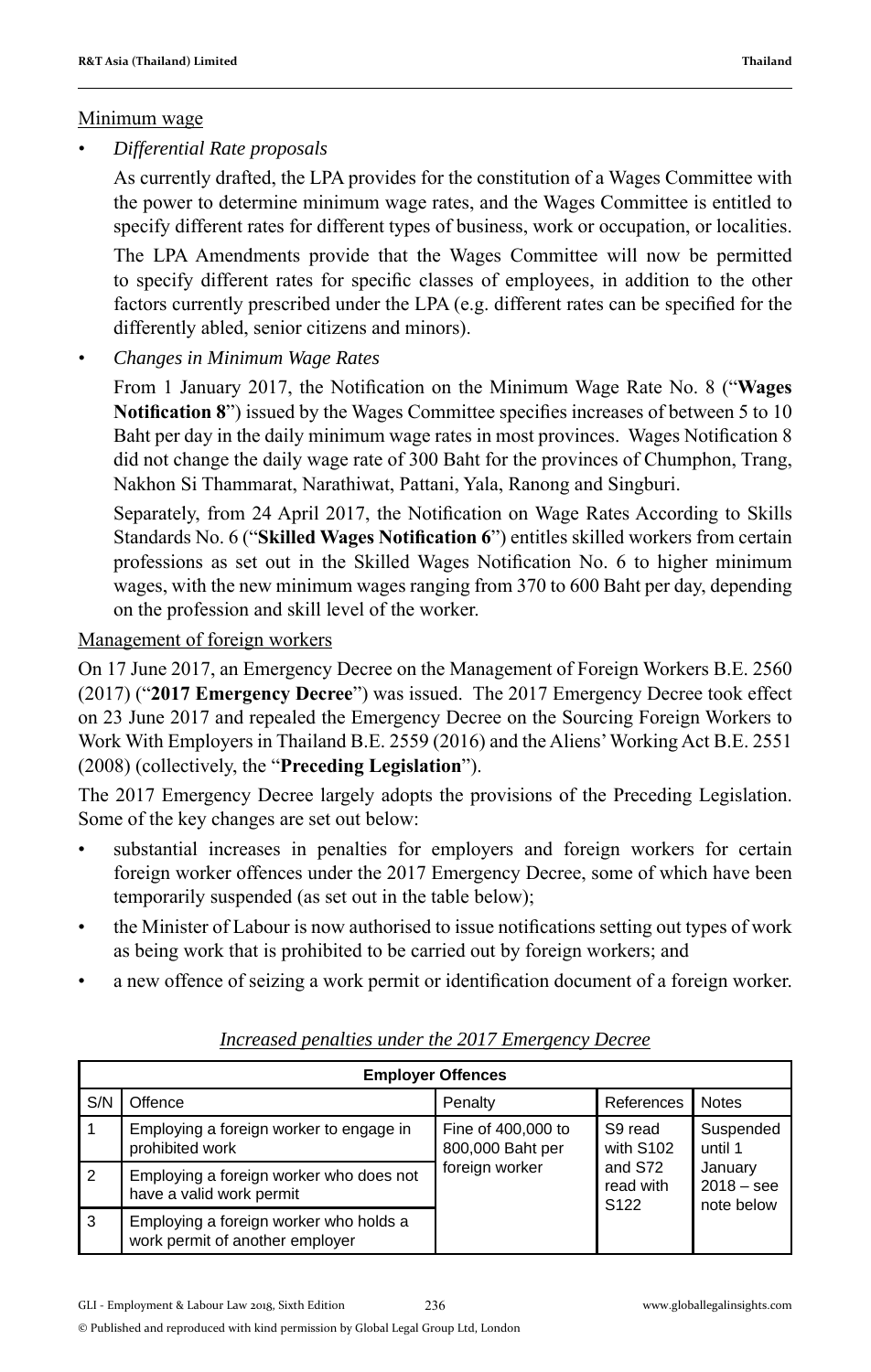Minimum wage

- *Differential Rate proposals*

  As currently drafted, the LPA provides for the constitution of a Wages Committee with the power to determine minimum wage rates, and the Wages Committee is entitled to specify different rates for different types of business, work or occupation, or localities.

  The LPA Amendments provide that the Wages Committee will now be permitted to specify different rates for specific classes of employees, in addition to the other factors currently prescribed under the LPA (e.g. different rates can be specified for the differently abled, senior citizens and minors).

- *Changes in Minimum Wage Rates*

  From 1 January 2017, the Notification on the Minimum Wage Rate No. 8 ("**Wages Notification 8**") issued by the Wages Committee specifies increases of between 5 to 10 Baht per day in the daily minimum wage rates in most provinces. Wages Notification 8 did not change the daily wage rate of 300 Baht for the provinces of Chumphon, Trang, Nakhon Si Thammarat, Narathiwat, Pattani, Yala, Ranong and Singburi.

  Separately, from 24 April 2017, the Notification on Wage Rates According to Skills Standards No. 6 ("**Skilled Wages Notification 6**") entitles skilled workers from certain professions as set out in the Skilled Wages Notification No. 6 to higher minimum wages, with the new minimum wages ranging from 370 to 600 Baht per day, depending on the profession and skill level of the worker.

Management of foreign workers

On 17 June 2017, an Emergency Decree on the Management of Foreign Workers B.E. 2560 (2017) ("**2017 Emergency Decree**") was issued. The 2017 Emergency Decree took effect on 23 June 2017 and repealed the Emergency Decree on the Sourcing Foreign Workers to Work With Employers in Thailand B.E. 2559 (2016) and the Aliens' Working Act B.E. 2551 (2008) (collectively, the "**Preceding Legislation**").

The 2017 Emergency Decree largely adopts the provisions of the Preceding Legislation. Some of the key changes are set out below:

- substantial increases in penalties for employers and foreign workers for certain foreign worker offences under the 2017 Emergency Decree, some of which have been temporarily suspended (as set out in the table below);
- the Minister of Labour is now authorised to issue notifications setting out types of work as being work that is prohibited to be carried out by foreign workers; and
- a new offence of seizing a work permit or identification document of a foreign worker.

*Increased penalties under the 2017 Emergency Decree*

| **Employer Offences** | | | | |
|---|---|---|---|---|
| S/N | Offence | Penalty | References | Notes |
| 1 | Employing a foreign worker to engage in prohibited work | Fine of 400,000 to 800,000 Baht per foreign worker | S9 read with S102 and S72 read with S122 | Suspended until 1 January 2018 – see note below |
| 2 | Employing a foreign worker who does not have a valid work permit | | | |
| 3 | Employing a foreign worker who holds a work permit of another employer | | | |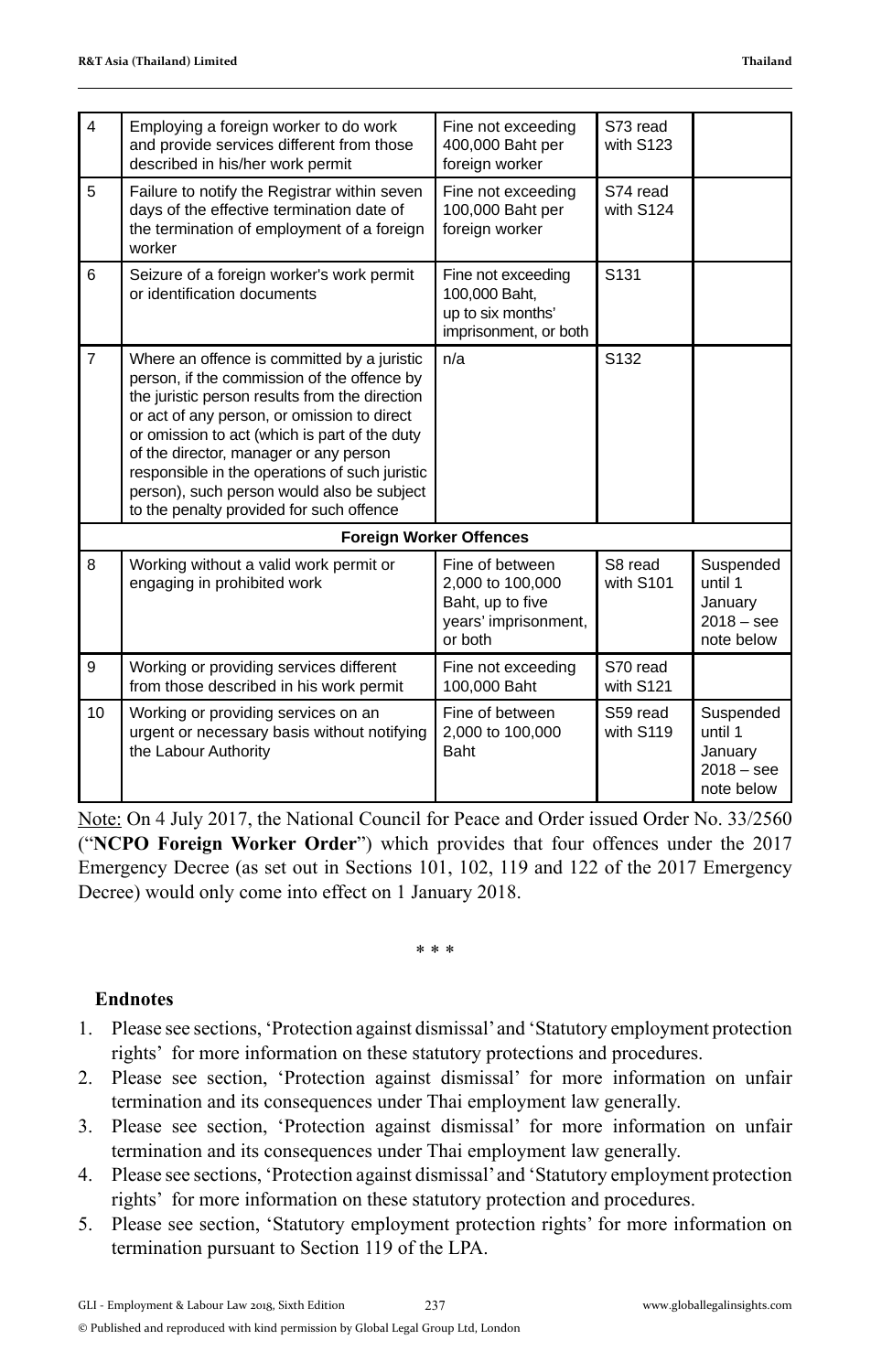| | | | | |
|---|---|---|---|---|
| 4 | Employing a foreign worker to do work and provide services different from those described in his/her work permit | Fine not exceeding 400,000 Baht per foreign worker | S73 read with S123 | |
| 5 | Failure to notify the Registrar within seven days of the effective termination date of the termination of employment of a foreign worker | Fine not exceeding 100,000 Baht per foreign worker | S74 read with S124 | |
| 6 | Seizure of a foreign worker's work permit or identification documents | Fine not exceeding 100,000 Baht, up to six months' imprisonment, or both | S131 | |
| 7 | Where an offence is committed by a juristic person, if the commission of the offence by the juristic person results from the direction or act of any person, or omission to direct or omission to act (which is part of the duty of the director, manager or any person responsible in the operations of such juristic person), such person would also be subject to the penalty provided for such offence | n/a | S132 | |
| | **Foreign Worker Offences** | | | |
| 8 | Working without a valid work permit or engaging in prohibited work | Fine of between 2,000 to 100,000 Baht, up to five years' imprisonment, or both | S8 read with S101 | Suspended until 1 January 2018 – see note below |
| 9 | Working or providing services different from those described in his work permit | Fine not exceeding 100,000 Baht | S70 read with S121 | |
| 10 | Working or providing services on an urgent or necessary basis without notifying the Labour Authority | Fine of between 2,000 to 100,000 Baht | S59 read with S119 | Suspended until 1 January 2018 – see note below |

Note: On 4 July 2017, the National Council for Peace and Order issued Order No. 33/2560 ("**NCPO Foreign Worker Order**") which provides that four offences under the 2017 Emergency Decree (as set out in Sections 101, 102, 119 and 122 of the 2017 Emergency Decree) would only come into effect on 1 January 2018.

\* \* \*

## Endnotes

1. Please see sections, 'Protection against dismissal' and 'Statutory employment protection rights' for more information on these statutory protections and procedures.
2. Please see section, 'Protection against dismissal' for more information on unfair termination and its consequences under Thai employment law generally.
3. Please see section, 'Protection against dismissal' for more information on unfair termination and its consequences under Thai employment law generally.
4. Please see sections, 'Protection against dismissal' and 'Statutory employment protection rights' for more information on these statutory protection and procedures.
5. Please see section, 'Statutory employment protection rights' for more information on termination pursuant to Section 119 of the LPA.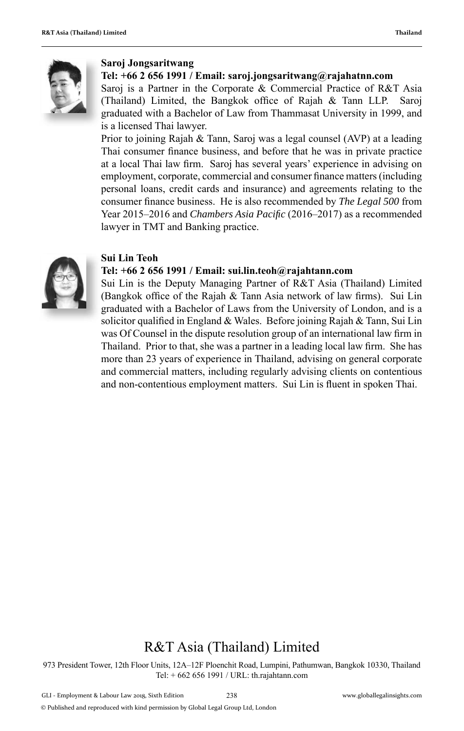**Saroj Jongsaritwang**

**Tel: +66 2 656 1991 / Email: saroj.jongsaritwang@rajahatnn.com**

Saroj is a Partner in the Corporate & Commercial Practice of R&T Asia (Thailand) Limited, the Bangkok office of Rajah & Tann LLP. Saroj graduated with a Bachelor of Law from Thammasat University in 1999, and is a licensed Thai lawyer.

Prior to joining Rajah & Tann, Saroj was a legal counsel (AVP) at a leading Thai consumer finance business, and before that he was in private practice at a local Thai law firm. Saroj has several years' experience in advising on employment, corporate, commercial and consumer finance matters (including personal loans, credit cards and insurance) and agreements relating to the consumer finance business. He is also recommended by *The Legal 500* from Year 2015–2016 and *Chambers Asia Pacific* (2016–2017) as a recommended lawyer in TMT and Banking practice.

**Sui Lin Teoh**

**Tel: +66 2 656 1991 / Email: sui.lin.teoh@rajahtann.com**

Sui Lin is the Deputy Managing Partner of R&T Asia (Thailand) Limited (Bangkok office of the Rajah & Tann Asia network of law firms). Sui Lin graduated with a Bachelor of Laws from the University of London, and is a solicitor qualified in England & Wales. Before joining Rajah & Tann, Sui Lin was Of Counsel in the dispute resolution group of an international law firm in Thailand. Prior to that, she was a partner in a leading local law firm. She has more than 23 years of experience in Thailand, advising on general corporate and commercial matters, including regularly advising clients on contentious and non-contentious employment matters. Sui Lin is fluent in spoken Thai.

# R&T Asia (Thailand) Limited

973 President Tower, 12th Floor Units, 12A–12F Ploenchit Road, Lumpini, Pathumwan, Bangkok 10330, Thailand
Tel: + 662 656 1991 / URL: th.rajahtann.com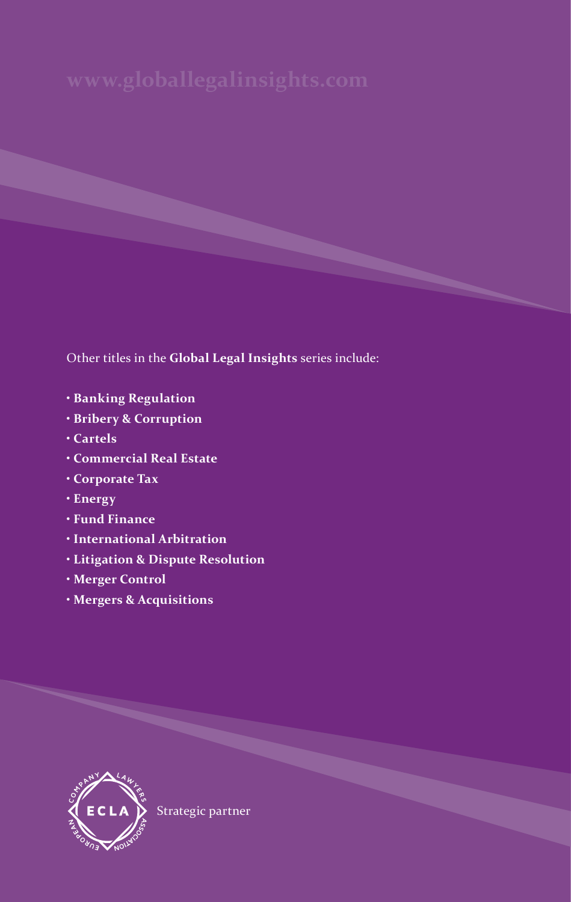www.globallegalinsights.com

Other titles in the **Global Legal Insights** series include:

- **Banking Regulation**
- **Bribery & Corruption**
- **Cartels**
- **Commercial Real Estate**
- **Corporate Tax**
- **Energy**
- **Fund Finance**
- **International Arbitration**
- **Litigation & Dispute Resolution**
- **Merger Control**
- **Mergers & Acquisitions**

ECLA — European Company Lawyers Association

Strategic partner